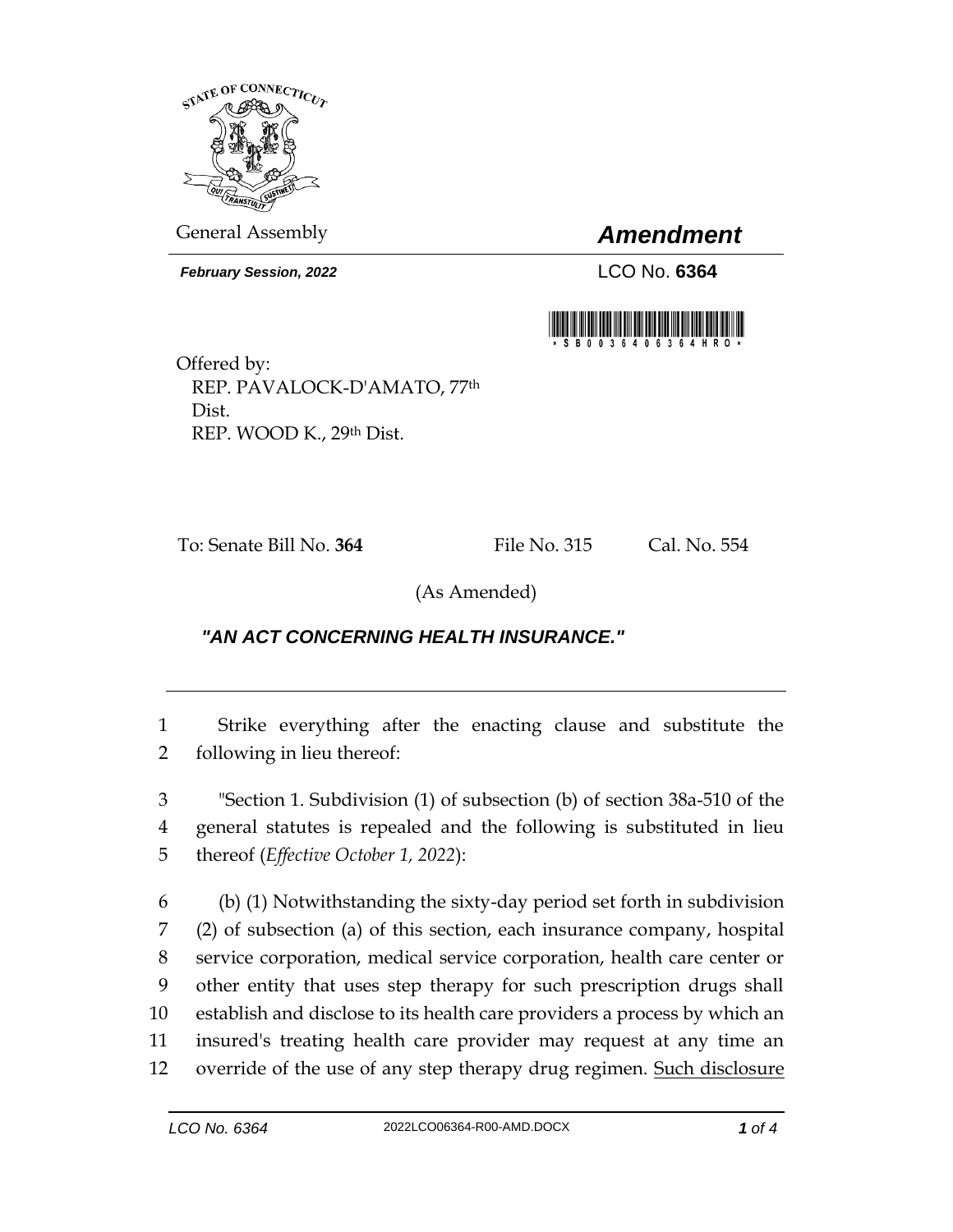General Assembly

# *Amendment*

***February Session, 2022***

LCO No. **6364**

Offered by:
REP. PAVALOCK-D'AMATO, 77th Dist.
REP. WOOD K., 29th Dist.

To: Senate Bill No. **364** File No. 315 Cal. No. 554

(As Amended)

## *"AN ACT CONCERNING HEALTH INSURANCE."*

---

1 Strike everything after the enacting clause and substitute the
2 following in lieu thereof:

3 "Section 1. Subdivision (1) of subsection (b) of section 38a-510 of the
4 general statutes is repealed and the following is substituted in lieu
5 thereof (*Effective October 1, 2022*):

6 (b) (1) Notwithstanding the sixty-day period set forth in subdivision
7 (2) of subsection (a) of this section, each insurance company, hospital
8 service corporation, medical service corporation, health care center or
9 other entity that uses step therapy for such prescription drugs shall
10 establish and disclose to its health care providers a process by which an
11 insured's treating health care provider may request at any time an
12 override of the use of any step therapy drug regimen. <u>Such disclosure</u>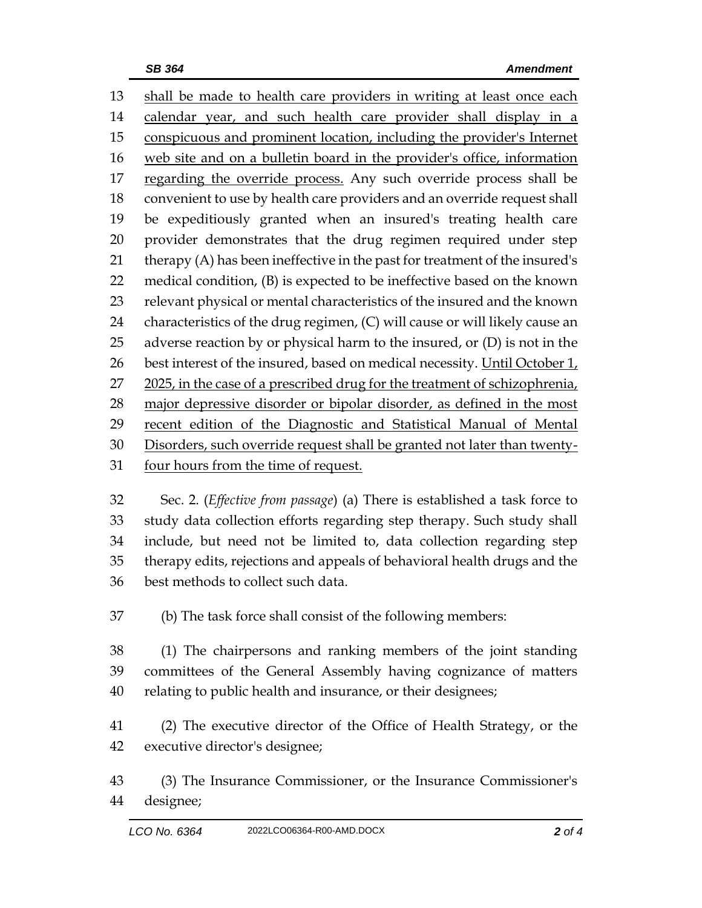shall be made to health care providers in writing at least once each calendar year, and such health care provider shall display in a conspicuous and prominent location, including the provider's Internet web site and on a bulletin board in the provider's office, information regarding the override process. Any such override process shall be convenient to use by health care providers and an override request shall be expeditiously granted when an insured's treating health care provider demonstrates that the drug regimen required under step therapy (A) has been ineffective in the past for treatment of the insured's medical condition, (B) is expected to be ineffective based on the known relevant physical or mental characteristics of the insured and the known characteristics of the drug regimen, (C) will cause or will likely cause an adverse reaction by or physical harm to the insured, or (D) is not in the best interest of the insured, based on medical necessity. Until October 1, 2025, in the case of a prescribed drug for the treatment of schizophrenia, major depressive disorder or bipolar disorder, as defined in the most recent edition of the Diagnostic and Statistical Manual of Mental Disorders, such override request shall be granted not later than twenty-four hours from the time of request.

Sec. 2. (*Effective from passage*) (a) There is established a task force to study data collection efforts regarding step therapy. Such study shall include, but need not be limited to, data collection regarding step therapy edits, rejections and appeals of behavioral health drugs and the best methods to collect such data.

(b) The task force shall consist of the following members:

(1) The chairpersons and ranking members of the joint standing committees of the General Assembly having cognizance of matters relating to public health and insurance, or their designees;

(2) The executive director of the Office of Health Strategy, or the executive director's designee;

(3) The Insurance Commissioner, or the Insurance Commissioner's designee;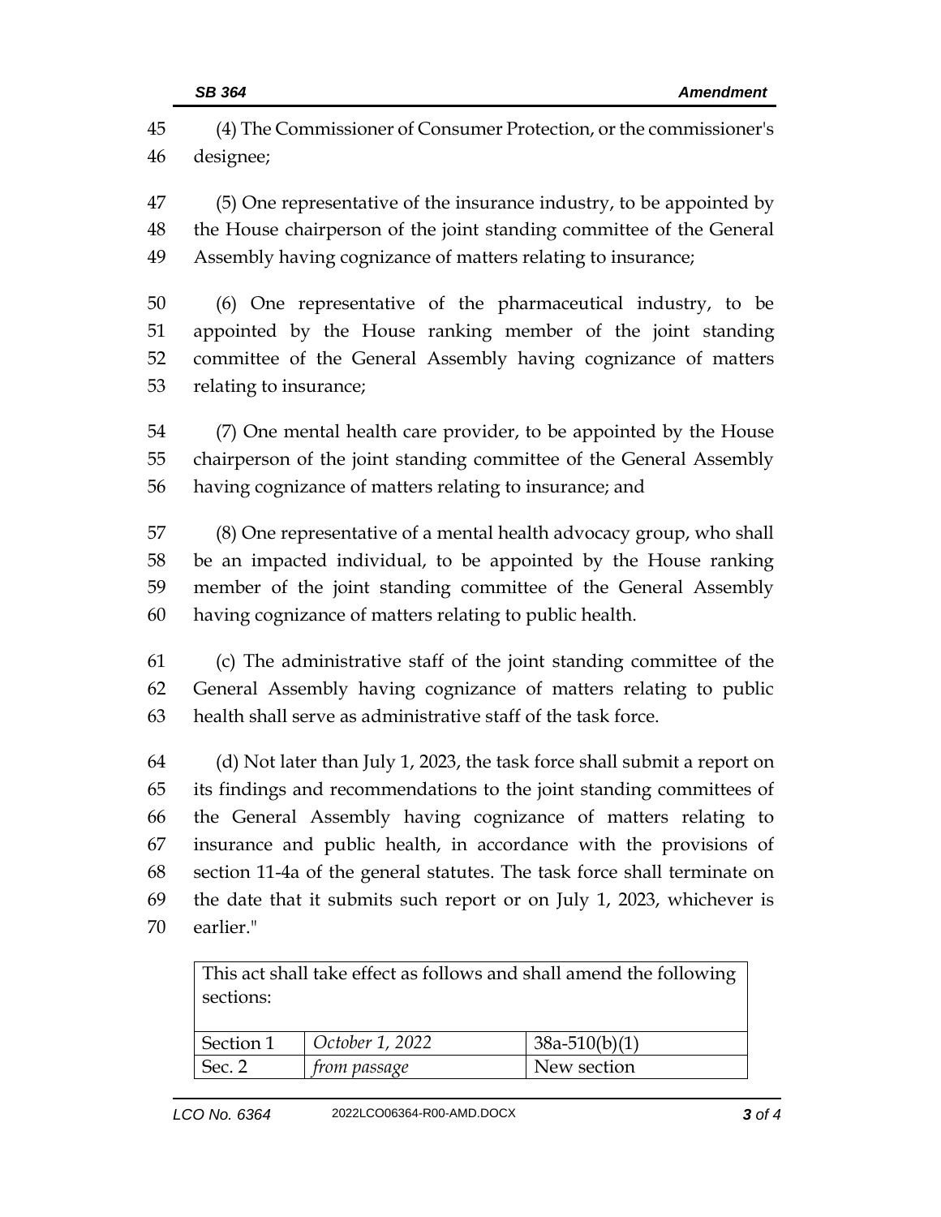(4) The Commissioner of Consumer Protection, or the commissioner's designee;

(5) One representative of the insurance industry, to be appointed by the House chairperson of the joint standing committee of the General Assembly having cognizance of matters relating to insurance;

(6) One representative of the pharmaceutical industry, to be appointed by the House ranking member of the joint standing committee of the General Assembly having cognizance of matters relating to insurance;

(7) One mental health care provider, to be appointed by the House chairperson of the joint standing committee of the General Assembly having cognizance of matters relating to insurance; and

(8) One representative of a mental health advocacy group, who shall be an impacted individual, to be appointed by the House ranking member of the joint standing committee of the General Assembly having cognizance of matters relating to public health.

(c) The administrative staff of the joint standing committee of the General Assembly having cognizance of matters relating to public health shall serve as administrative staff of the task force.

(d) Not later than July 1, 2023, the task force shall submit a report on its findings and recommendations to the joint standing committees of the General Assembly having cognizance of matters relating to insurance and public health, in accordance with the provisions of section 11-4a of the general statutes. The task force shall terminate on the date that it submits such report or on July 1, 2023, whichever is earlier."

| This act shall take effect as follows and shall amend the following sections: | | |
|---|---|---|
| Section 1 | *October 1, 2022* | 38a-510(b)(1) |
| Sec. 2 | *from passage* | New section |